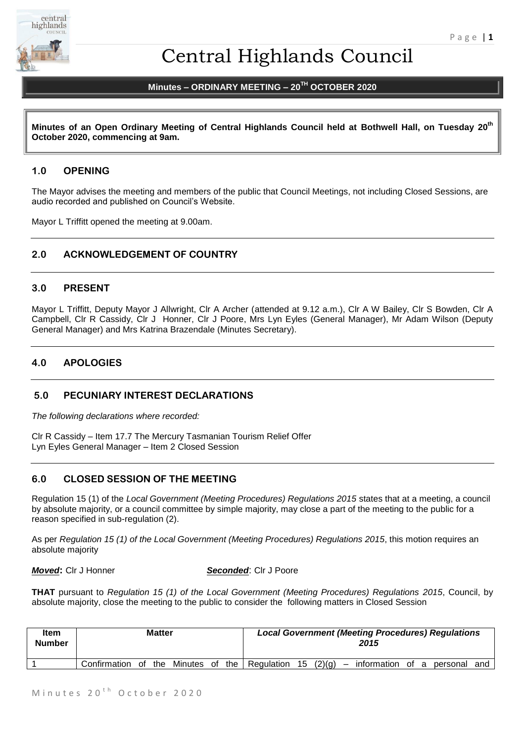# Central Highlands Council

## Minutes – ORDINARY MEETING – 20TH OCTOBER 2020

**Minutes of an Open Ordinary Meeting of Central Highlands Council held at Bothwell Hall, on Tuesday 20th October 2020, commencing at 9am.**

### 1.0 OPENING

The Mayor advises the meeting and members of the public that Council Meetings, not including Closed Sessions, are audio recorded and published on Council's Website.

Mayor L Triffitt opened the meeting at 9.00am.

### 2.0 ACKNOWLEDGEMENT OF COUNTRY

### 3.0 PRESENT

Mayor L Triffitt, Deputy Mayor J Allwright, Clr A Archer (attended at 9.12 a.m.), Clr A W Bailey, Clr S Bowden, Clr A Campbell, Clr R Cassidy, Clr J Honner, Clr J Poore, Mrs Lyn Eyles (General Manager), Mr Adam Wilson (Deputy General Manager) and Mrs Katrina Brazendale (Minutes Secretary).

### 4.0 APOLOGIES

### 5.0 PECUNIARY INTEREST DECLARATIONS

*The following declarations where recorded:*

Clr R Cassidy – Item 17.7 The Mercury Tasmanian Tourism Relief Offer
Lyn Eyles General Manager – Item 2 Closed Session

### 6.0 CLOSED SESSION OF THE MEETING

Regulation 15 (1) of the *Local Government (Meeting Procedures) Regulations 2015* states that at a meeting, a council by absolute majority, or a council committee by simple majority, may close a part of the meeting to the public for a reason specified in sub-regulation (2).

As per *Regulation 15 (1) of the Local Government (Meeting Procedures) Regulations 2015*, this motion requires an absolute majority

***Moved*:** Clr J Honner ***Seconded***: Clr J Poore

**THAT** pursuant to *Regulation 15 (1) of the Local Government (Meeting Procedures) Regulations 2015*, Council, by absolute majority, close the meeting to the public to consider the following matters in Closed Session

| Item Number | Matter | *Local Government (Meeting Procedures) Regulations 2015* |
|---|---|---|
| 1 | Confirmation of the Minutes of the | Regulation 15 (2)(g) – information of a personal and |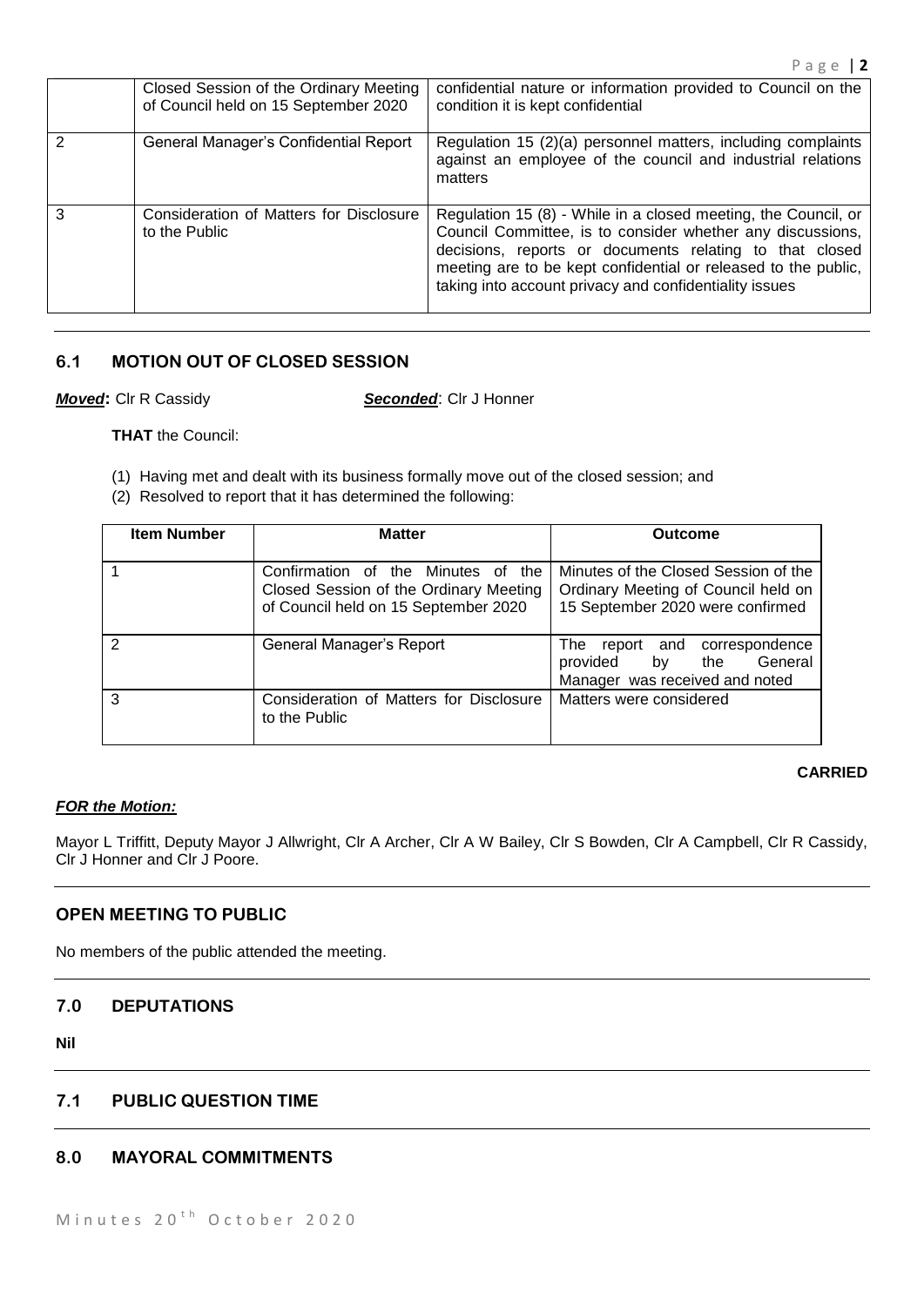| | | |
|---|---|---|
| | Closed Session of the Ordinary Meeting of Council held on 15 September 2020 | confidential nature or information provided to Council on the condition it is kept confidential |
| 2 | General Manager's Confidential Report | Regulation 15 (2)(a) personnel matters, including complaints against an employee of the council and industrial relations matters |
| 3 | Consideration of Matters for Disclosure to the Public | Regulation 15 (8) - While in a closed meeting, the Council, or Council Committee, is to consider whether any discussions, decisions, reports or documents relating to that closed meeting are to be kept confidential or released to the public, taking into account privacy and confidentiality issues |

## 6.1 MOTION OUT OF CLOSED SESSION

***Moved*:** Clr R Cassidy ***Seconded***: Clr J Honner

**THAT** the Council:

(1) Having met and dealt with its business formally move out of the closed session; and
(2) Resolved to report that it has determined the following:

| Item Number | Matter | Outcome |
|---|---|---|
| 1 | Confirmation of the Minutes of the Closed Session of the Ordinary Meeting of Council held on 15 September 2020 | Minutes of the Closed Session of the Ordinary Meeting of Council held on 15 September 2020 were confirmed |
| 2 | General Manager's Report | The report and correspondence provided by the General Manager was received and noted |
| 3 | Consideration of Matters for Disclosure to the Public | Matters were considered |

**CARRIED**

***FOR the Motion:***

Mayor L Triffitt, Deputy Mayor J Allwright, Clr A Archer, Clr A W Bailey, Clr S Bowden, Clr A Campbell, Clr R Cassidy, Clr J Honner and Clr J Poore.

## OPEN MEETING TO PUBLIC

No members of the public attended the meeting.

## 7.0 DEPUTATIONS

**Nil**

## 7.1 PUBLIC QUESTION TIME

## 8.0 MAYORAL COMMITMENTS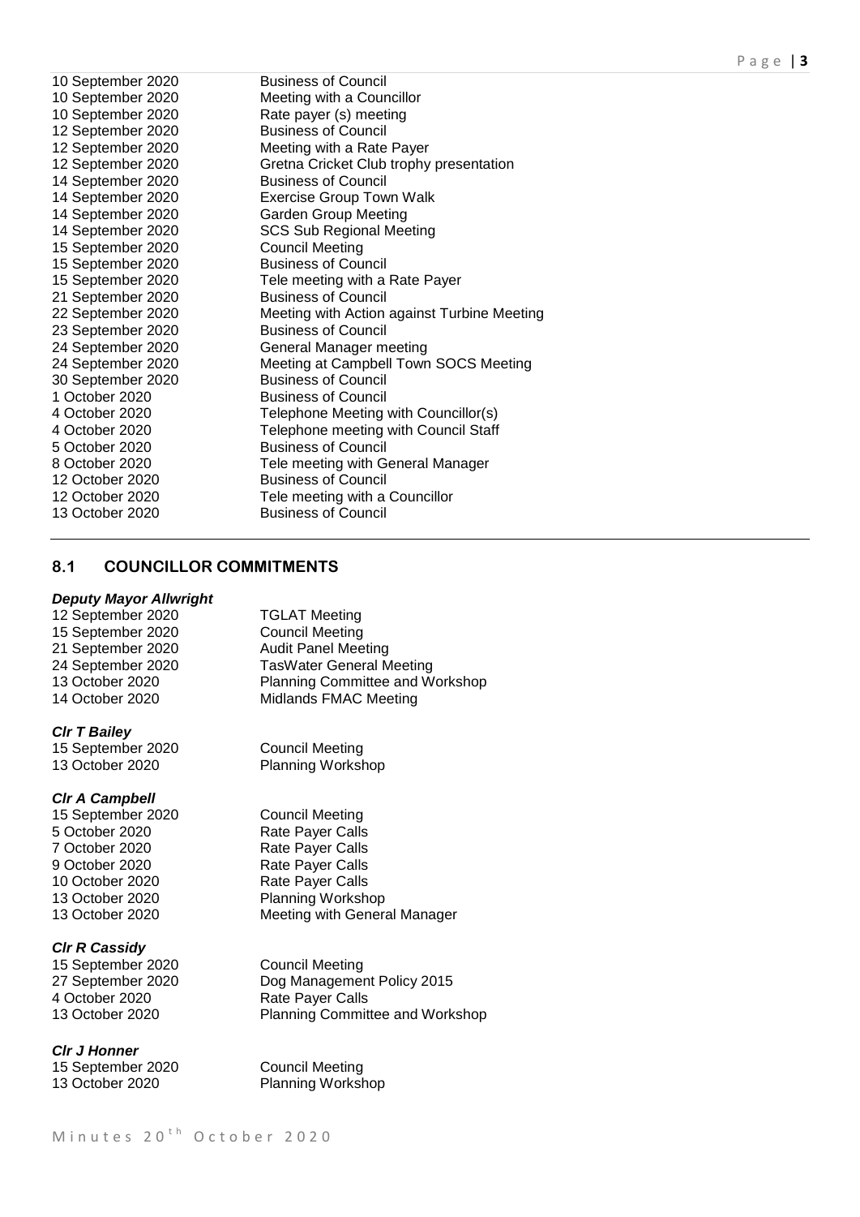| | |
|---|---|
| 10 September 2020 | Business of Council |
| 10 September 2020 | Meeting with a Councillor |
| 10 September 2020 | Rate payer (s) meeting |
| 12 September 2020 | Business of Council |
| 12 September 2020 | Meeting with a Rate Payer |
| 12 September 2020 | Gretna Cricket Club trophy presentation |
| 14 September 2020 | Business of Council |
| 14 September 2020 | Exercise Group Town Walk |
| 14 September 2020 | Garden Group Meeting |
| 14 September 2020 | SCS Sub Regional Meeting |
| 15 September 2020 | Council Meeting |
| 15 September 2020 | Business of Council |
| 15 September 2020 | Tele meeting with a Rate Payer |
| 21 September 2020 | Business of Council |
| 22 September 2020 | Meeting with Action against Turbine Meeting |
| 23 September 2020 | Business of Council |
| 24 September 2020 | General Manager meeting |
| 24 September 2020 | Meeting at Campbell Town SOCS Meeting |
| 30 September 2020 | Business of Council |
| 1 October 2020 | Business of Council |
| 4 October 2020 | Telephone Meeting with Councillor(s) |
| 4 October 2020 | Telephone meeting with Council Staff |
| 5 October 2020 | Business of Council |
| 8 October 2020 | Tele meeting with General Manager |
| 12 October 2020 | Business of Council |
| 12 October 2020 | Tele meeting with a Councillor |
| 13 October 2020 | Business of Council |

## 8.1 COUNCILLOR COMMITMENTS

***Deputy Mayor Allwright***

| | |
|---|---|
| 12 September 2020 | TGLAT Meeting |
| 15 September 2020 | Council Meeting |
| 21 September 2020 | Audit Panel Meeting |
| 24 September 2020 | TasWater General Meeting |
| 13 October 2020 | Planning Committee and Workshop |
| 14 October 2020 | Midlands FMAC Meeting |

***Clr T Bailey***

| | |
|---|---|
| 15 September 2020 | Council Meeting |
| 13 October 2020 | Planning Workshop |

***Clr A Campbell***

| | |
|---|---|
| 15 September 2020 | Council Meeting |
| 5 October 2020 | Rate Payer Calls |
| 7 October 2020 | Rate Payer Calls |
| 9 October 2020 | Rate Payer Calls |
| 10 October 2020 | Rate Payer Calls |
| 13 October 2020 | Planning Workshop |
| 13 October 2020 | Meeting with General Manager |

***Clr R Cassidy***

| | |
|---|---|
| 15 September 2020 | Council Meeting |
| 27 September 2020 | Dog Management Policy 2015 |
| 4 October 2020 | Rate Payer Calls |
| 13 October 2020 | Planning Committee and Workshop |

***Clr J Honner***

| | |
|---|---|
| 15 September 2020 | Council Meeting |
| 13 October 2020 | Planning Workshop |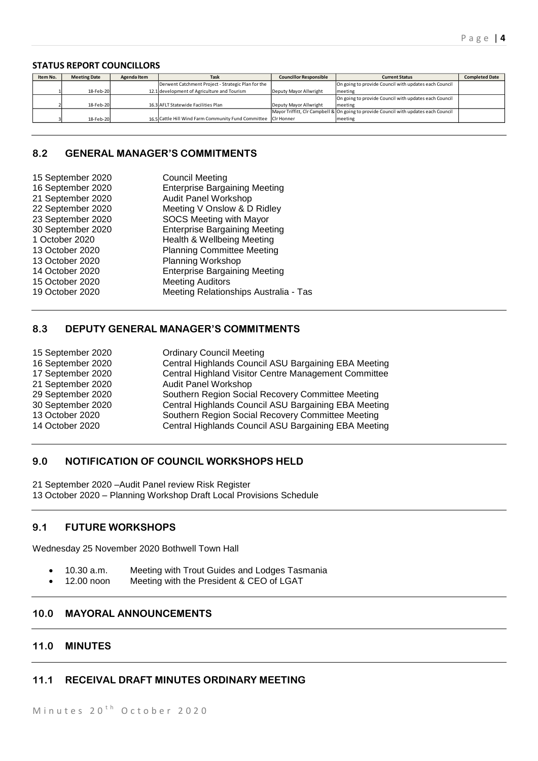**STATUS REPORT COUNCILLORS**

| Item No. | Meeting Date | Agenda Item | Task | Councillor Responsible | Current Status | Completed Date |
|---|---|---|---|---|---|---|
| 1 | 18-Feb-20 | 12.1 | Derwent Catchment Project - Strategic Plan for the development of Agriculture and Tourism | Deputy Mayor Allwright | On going to provide Council with updates each Council meeting | |
| 2 | 18-Feb-20 | 16.3 | AFLT Statewide Facilities Plan | Deputy Mayor Allwright | On going to provide Council with updates each Council meeting | |
| 3 | 18-Feb-20 | 16.5 | Cattle Hill Wind Farm Community Fund Committee | Mayor Triffitt, Clr Campbell & Clr Honner | On going to provide Council with updates each Council meeting | |

## 8.2 GENERAL MANAGER'S COMMITMENTS

| | |
|---|---|
| 15 September 2020 | Council Meeting |
| 16 September 2020 | Enterprise Bargaining Meeting |
| 21 September 2020 | Audit Panel Workshop |
| 22 September 2020 | Meeting V Onslow & D Ridley |
| 23 September 2020 | SOCS Meeting with Mayor |
| 30 September 2020 | Enterprise Bargaining Meeting |
| 1 October 2020 | Health & Wellbeing Meeting |
| 13 October 2020 | Planning Committee Meeting |
| 13 October 2020 | Planning Workshop |
| 14 October 2020 | Enterprise Bargaining Meeting |
| 15 October 2020 | Meeting Auditors |
| 19 October 2020 | Meeting Relationships Australia - Tas |

## 8.3 DEPUTY GENERAL MANAGER'S COMMITMENTS

| | |
|---|---|
| 15 September 2020 | Ordinary Council Meeting |
| 16 September 2020 | Central Highlands Council ASU Bargaining EBA Meeting |
| 17 September 2020 | Central Highland Visitor Centre Management Committee |
| 21 September 2020 | Audit Panel Workshop |
| 29 September 2020 | Southern Region Social Recovery Committee Meeting |
| 30 September 2020 | Central Highlands Council ASU Bargaining EBA Meeting |
| 13 October 2020 | Southern Region Social Recovery Committee Meeting |
| 14 October 2020 | Central Highlands Council ASU Bargaining EBA Meeting |

## 9.0 NOTIFICATION OF COUNCIL WORKSHOPS HELD

21 September 2020 –Audit Panel review Risk Register
13 October 2020 – Planning Workshop Draft Local Provisions Schedule

## 9.1 FUTURE WORKSHOPS

Wednesday 25 November 2020 Bothwell Town Hall

- 10.30 a.m. Meeting with Trout Guides and Lodges Tasmania
- 12.00 noon Meeting with the President & CEO of LGAT

## 10.0 MAYORAL ANNOUNCEMENTS

## 11.0 MINUTES

## 11.1 RECEIVAL DRAFT MINUTES ORDINARY MEETING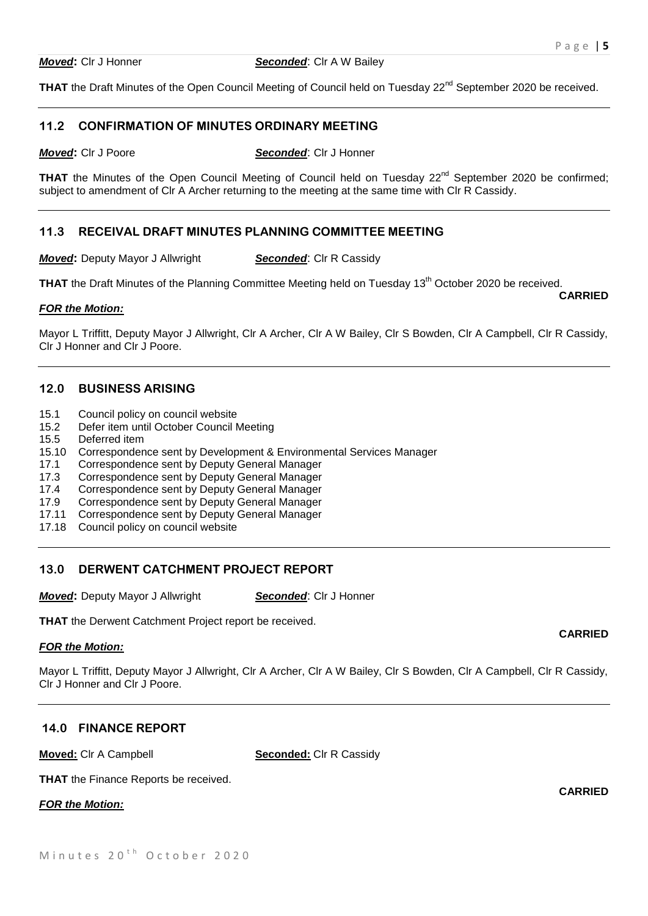***Moved*:** Clr J Honner ***Seconded*:** Clr A W Bailey

**THAT** the Draft Minutes of the Open Council Meeting of Council held on Tuesday 22nd September 2020 be received.

---

### 11.2 CONFIRMATION OF MINUTES ORDINARY MEETING

***Moved*:** Clr J Poore ***Seconded*:** Clr J Honner

**THAT** the Minutes of the Open Council Meeting of Council held on Tuesday 22nd September 2020 be confirmed; subject to amendment of Clr A Archer returning to the meeting at the same time with Clr R Cassidy.

---

### 11.3 RECEIVAL DRAFT MINUTES PLANNING COMMITTEE MEETING

***Moved*:** Deputy Mayor J Allwright ***Seconded*:** Clr R Cassidy

**THAT** the Draft Minutes of the Planning Committee Meeting held on Tuesday 13th October 2020 be received.

**CARRIED**

***FOR the Motion:***

Mayor L Triffitt, Deputy Mayor J Allwright, Clr A Archer, Clr A W Bailey, Clr S Bowden, Clr A Campbell, Clr R Cassidy, Clr J Honner and Clr J Poore.

---

## 12.0 BUSINESS ARISING

- 15.1 Council policy on council website
- 15.2 Defer item until October Council Meeting
- 15.5 Deferred item
- 15.10 Correspondence sent by Development & Environmental Services Manager
- 17.1 Correspondence sent by Deputy General Manager
- 17.3 Correspondence sent by Deputy General Manager
- 17.4 Correspondence sent by Deputy General Manager
- 17.9 Correspondence sent by Deputy General Manager
- 17.11 Correspondence sent by Deputy General Manager
- 17.18 Council policy on council website

---

## 13.0 DERWENT CATCHMENT PROJECT REPORT

***Moved*:** Deputy Mayor J Allwright ***Seconded*:** Clr J Honner

**THAT** the Derwent Catchment Project report be received.

**CARRIED**

***FOR the Motion:***

Mayor L Triffitt, Deputy Mayor J Allwright, Clr A Archer, Clr A W Bailey, Clr S Bowden, Clr A Campbell, Clr R Cassidy, Clr J Honner and Clr J Poore.

---

## 14.0 FINANCE REPORT

**Moved:** Clr A Campbell **Seconded:** Clr R Cassidy

**THAT** the Finance Reports be received.

**CARRIED**

***FOR the Motion:***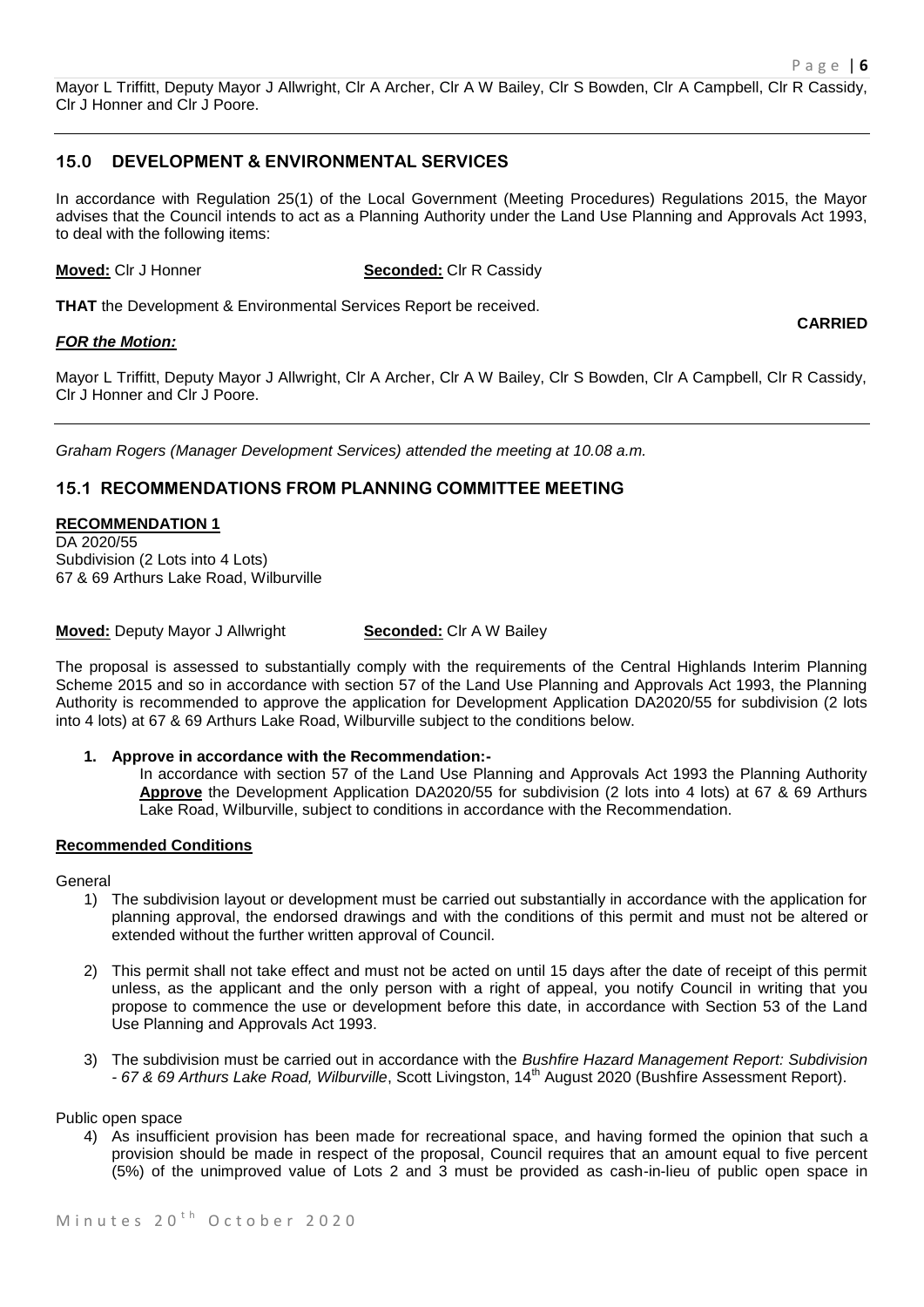Mayor L Triffitt, Deputy Mayor J Allwright, Clr A Archer, Clr A W Bailey, Clr S Bowden, Clr A Campbell, Clr R Cassidy, Clr J Honner and Clr J Poore.

---

## 15.0 DEVELOPMENT & ENVIRONMENTAL SERVICES

In accordance with Regulation 25(1) of the Local Government (Meeting Procedures) Regulations 2015, the Mayor advises that the Council intends to act as a Planning Authority under the Land Use Planning and Approvals Act 1993, to deal with the following items:

**Moved:** Clr J Honner **Seconded:** Clr R Cassidy

**THAT** the Development & Environmental Services Report be received.

**CARRIED**

***FOR the Motion:***

Mayor L Triffitt, Deputy Mayor J Allwright, Clr A Archer, Clr A W Bailey, Clr S Bowden, Clr A Campbell, Clr R Cassidy, Clr J Honner and Clr J Poore.

---

*Graham Rogers (Manager Development Services) attended the meeting at 10.08 a.m.*

## 15.1 RECOMMENDATIONS FROM PLANNING COMMITTEE MEETING

**RECOMMENDATION 1**

DA 2020/55
Subdivision (2 Lots into 4 Lots)
67 & 69 Arthurs Lake Road, Wilburville

**Moved:** Deputy Mayor J Allwright **Seconded:** Clr A W Bailey

The proposal is assessed to substantially comply with the requirements of the Central Highlands Interim Planning Scheme 2015 and so in accordance with section 57 of the Land Use Planning and Approvals Act 1993, the Planning Authority is recommended to approve the application for Development Application DA2020/55 for subdivision (2 lots into 4 lots) at 67 & 69 Arthurs Lake Road, Wilburville subject to the conditions below.

**1. Approve in accordance with the Recommendation:-**

In accordance with section 57 of the Land Use Planning and Approvals Act 1993 the Planning Authority **Approve** the Development Application DA2020/55 for subdivision (2 lots into 4 lots) at 67 & 69 Arthurs Lake Road, Wilburville, subject to conditions in accordance with the Recommendation.

**Recommended Conditions**

General

1) The subdivision layout or development must be carried out substantially in accordance with the application for planning approval, the endorsed drawings and with the conditions of this permit and must not be altered or extended without the further written approval of Council.

2) This permit shall not take effect and must not be acted on until 15 days after the date of receipt of this permit unless, as the applicant and the only person with a right of appeal, you notify Council in writing that you propose to commence the use or development before this date, in accordance with Section 53 of the Land Use Planning and Approvals Act 1993.

3) The subdivision must be carried out in accordance with the *Bushfire Hazard Management Report: Subdivision - 67 & 69 Arthurs Lake Road, Wilburville*, Scott Livingston, 14th August 2020 (Bushfire Assessment Report).

Public open space

4) As insufficient provision has been made for recreational space, and having formed the opinion that such a provision should be made in respect of the proposal, Council requires that an amount equal to five percent (5%) of the unimproved value of Lots 2 and 3 must be provided as cash-in-lieu of public open space in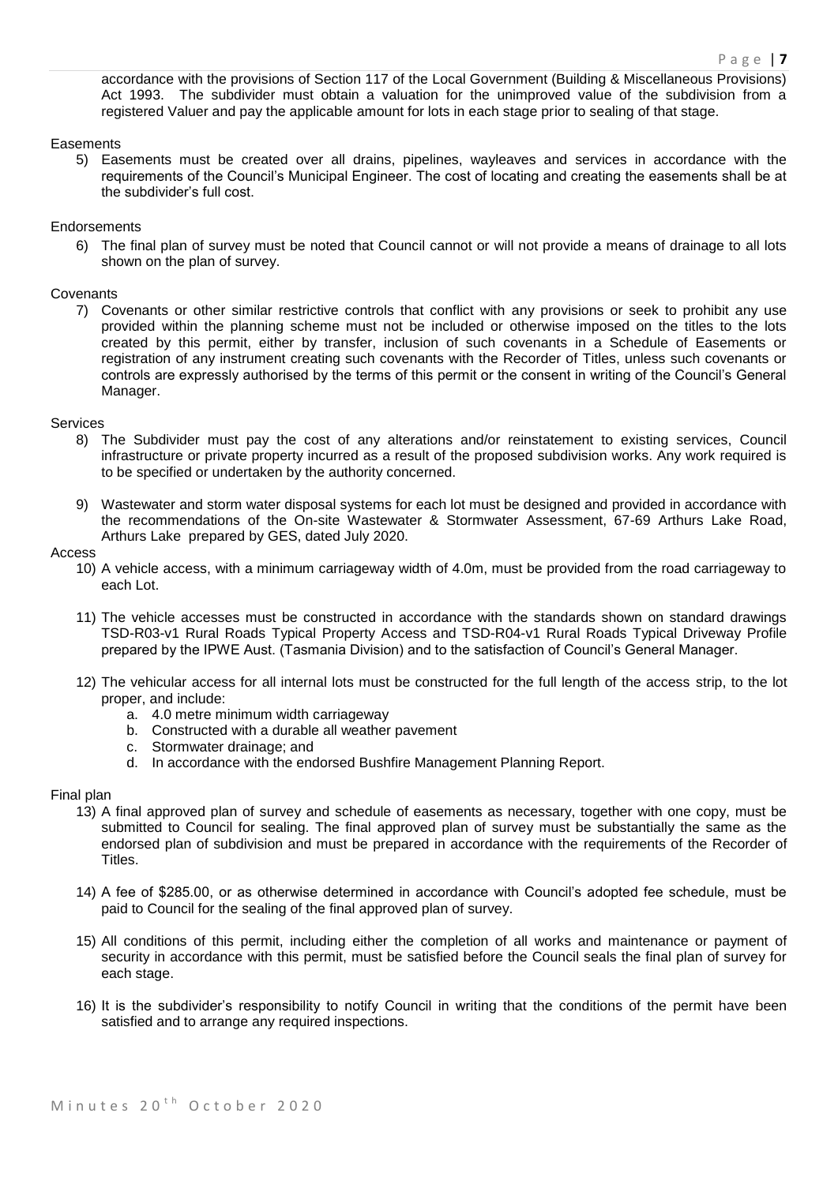accordance with the provisions of Section 117 of the Local Government (Building & Miscellaneous Provisions) Act 1993. The subdivider must obtain a valuation for the unimproved value of the subdivision from a registered Valuer and pay the applicable amount for lots in each stage prior to sealing of that stage.

Easements

5) Easements must be created over all drains, pipelines, wayleaves and services in accordance with the requirements of the Council's Municipal Engineer. The cost of locating and creating the easements shall be at the subdivider's full cost.

Endorsements

6) The final plan of survey must be noted that Council cannot or will not provide a means of drainage to all lots shown on the plan of survey.

Covenants

7) Covenants or other similar restrictive controls that conflict with any provisions or seek to prohibit any use provided within the planning scheme must not be included or otherwise imposed on the titles to the lots created by this permit, either by transfer, inclusion of such covenants in a Schedule of Easements or registration of any instrument creating such covenants with the Recorder of Titles, unless such covenants or controls are expressly authorised by the terms of this permit or the consent in writing of the Council's General Manager.

Services

8) The Subdivider must pay the cost of any alterations and/or reinstatement to existing services, Council infrastructure or private property incurred as a result of the proposed subdivision works. Any work required is to be specified or undertaken by the authority concerned.

9) Wastewater and storm water disposal systems for each lot must be designed and provided in accordance with the recommendations of the On-site Wastewater & Stormwater Assessment, 67-69 Arthurs Lake Road, Arthurs Lake prepared by GES, dated July 2020.

Access

10) A vehicle access, with a minimum carriageway width of 4.0m, must be provided from the road carriageway to each Lot.

11) The vehicle accesses must be constructed in accordance with the standards shown on standard drawings TSD-R03-v1 Rural Roads Typical Property Access and TSD-R04-v1 Rural Roads Typical Driveway Profile prepared by the IPWE Aust. (Tasmania Division) and to the satisfaction of Council's General Manager.

12) The vehicular access for all internal lots must be constructed for the full length of the access strip, to the lot proper, and include:
    a. 4.0 metre minimum width carriageway
    b. Constructed with a durable all weather pavement
    c. Stormwater drainage; and
    d. In accordance with the endorsed Bushfire Management Planning Report.

Final plan

13) A final approved plan of survey and schedule of easements as necessary, together with one copy, must be submitted to Council for sealing. The final approved plan of survey must be substantially the same as the endorsed plan of subdivision and must be prepared in accordance with the requirements of the Recorder of Titles.

14) A fee of $285.00, or as otherwise determined in accordance with Council's adopted fee schedule, must be paid to Council for the sealing of the final approved plan of survey.

15) All conditions of this permit, including either the completion of all works and maintenance or payment of security in accordance with this permit, must be satisfied before the Council seals the final plan of survey for each stage.

16) It is the subdivider's responsibility to notify Council in writing that the conditions of the permit have been satisfied and to arrange any required inspections.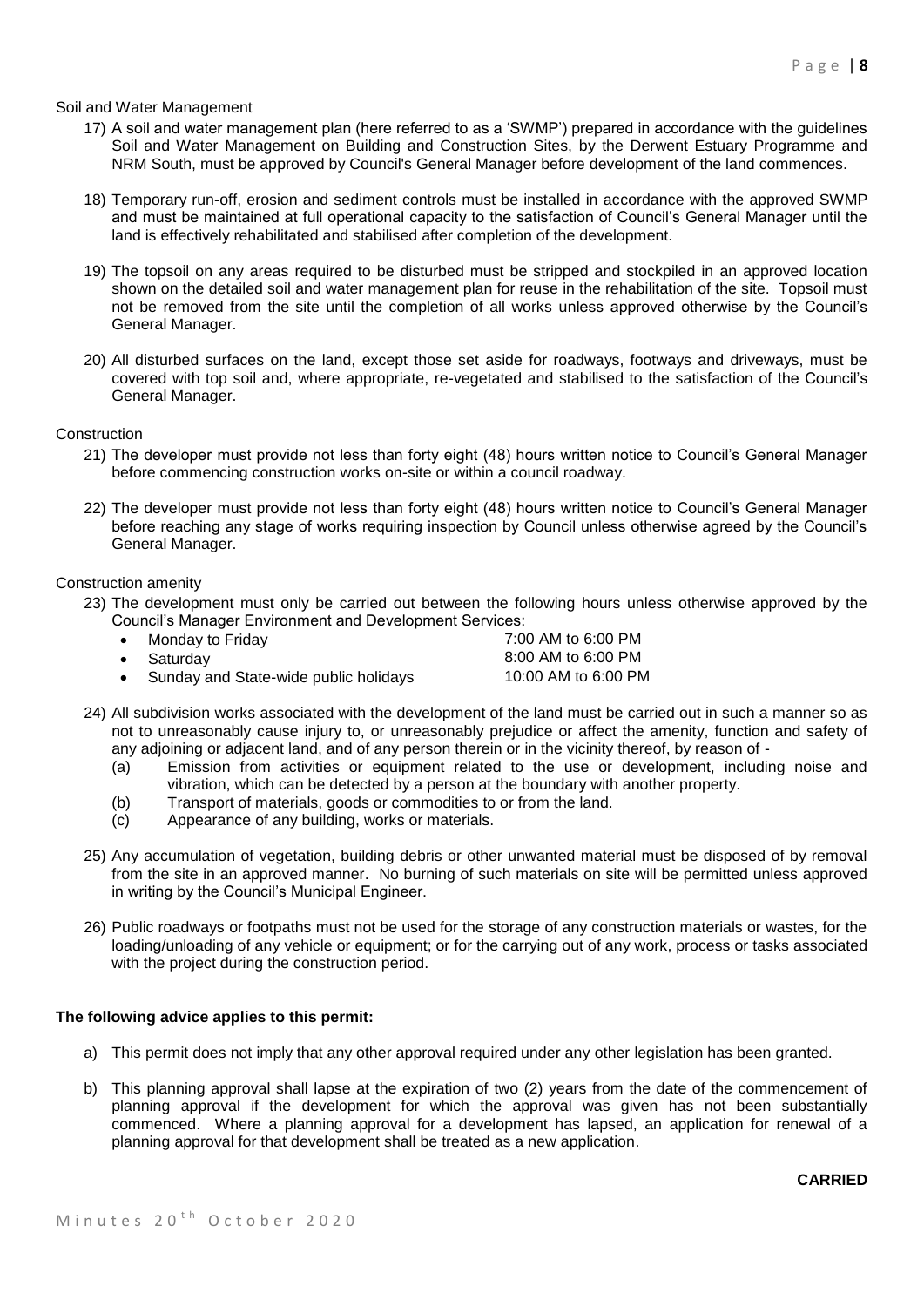Soil and Water Management

17) A soil and water management plan (here referred to as a 'SWMP') prepared in accordance with the guidelines Soil and Water Management on Building and Construction Sites, by the Derwent Estuary Programme and NRM South, must be approved by Council's General Manager before development of the land commences.

18) Temporary run-off, erosion and sediment controls must be installed in accordance with the approved SWMP and must be maintained at full operational capacity to the satisfaction of Council's General Manager until the land is effectively rehabilitated and stabilised after completion of the development.

19) The topsoil on any areas required to be disturbed must be stripped and stockpiled in an approved location shown on the detailed soil and water management plan for reuse in the rehabilitation of the site. Topsoil must not be removed from the site until the completion of all works unless approved otherwise by the Council's General Manager.

20) All disturbed surfaces on the land, except those set aside for roadways, footways and driveways, must be covered with top soil and, where appropriate, re-vegetated and stabilised to the satisfaction of the Council's General Manager.

Construction

21) The developer must provide not less than forty eight (48) hours written notice to Council's General Manager before commencing construction works on-site or within a council roadway.

22) The developer must provide not less than forty eight (48) hours written notice to Council's General Manager before reaching any stage of works requiring inspection by Council unless otherwise agreed by the Council's General Manager.

Construction amenity

23) The development must only be carried out between the following hours unless otherwise approved by the Council's Manager Environment and Development Services:
    - Monday to Friday — 7:00 AM to 6:00 PM
    - Saturday — 8:00 AM to 6:00 PM
    - Sunday and State-wide public holidays — 10:00 AM to 6:00 PM

24) All subdivision works associated with the development of the land must be carried out in such a manner so as not to unreasonably cause injury to, or unreasonably prejudice or affect the amenity, function and safety of any adjoining or adjacent land, and of any person therein or in the vicinity thereof, by reason of -
    (a) Emission from activities or equipment related to the use or development, including noise and vibration, which can be detected by a person at the boundary with another property.
    (b) Transport of materials, goods or commodities to or from the land.
    (c) Appearance of any building, works or materials.

25) Any accumulation of vegetation, building debris or other unwanted material must be disposed of by removal from the site in an approved manner. No burning of such materials on site will be permitted unless approved in writing by the Council's Municipal Engineer.

26) Public roadways or footpaths must not be used for the storage of any construction materials or wastes, for the loading/unloading of any vehicle or equipment; or for the carrying out of any work, process or tasks associated with the project during the construction period.

**The following advice applies to this permit:**

a) This permit does not imply that any other approval required under any other legislation has been granted.

b) This planning approval shall lapse at the expiration of two (2) years from the date of the commencement of planning approval if the development for which the approval was given has not been substantially commenced. Where a planning approval for a development has lapsed, an application for renewal of a planning approval for that development shall be treated as a new application.

**CARRIED**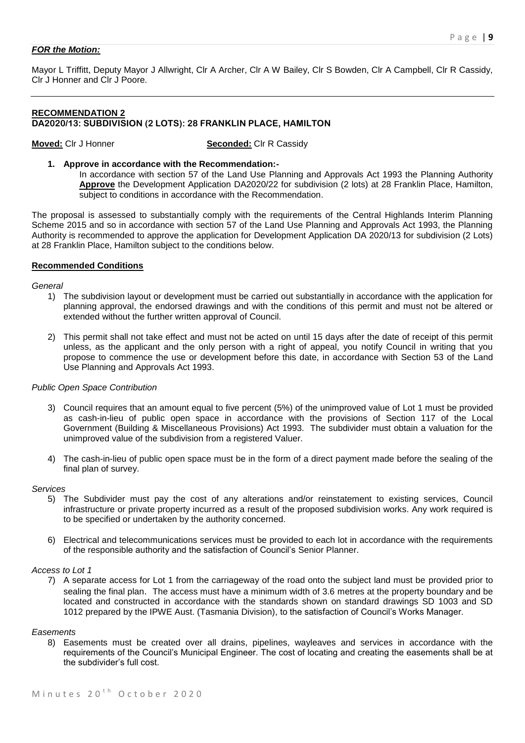***FOR the Motion:***

Mayor L Triffitt, Deputy Mayor J Allwright, Clr A Archer, Clr A W Bailey, Clr S Bowden, Clr A Campbell, Clr R Cassidy, Clr J Honner and Clr J Poore.

---

**RECOMMENDATION 2**
**DA2020/13: SUBDIVISION (2 LOTS): 28 FRANKLIN PLACE, HAMILTON**

**Moved:** Clr J Honner **Seconded:** Clr R Cassidy

1. **Approve in accordance with the Recommendation:-**
   In accordance with section 57 of the Land Use Planning and Approvals Act 1993 the Planning Authority **Approve** the Development Application DA2020/22 for subdivision (2 lots) at 28 Franklin Place, Hamilton, subject to conditions in accordance with the Recommendation.

The proposal is assessed to substantially comply with the requirements of the Central Highlands Interim Planning Scheme 2015 and so in accordance with section 57 of the Land Use Planning and Approvals Act 1993, the Planning Authority is recommended to approve the application for Development Application DA 2020/13 for subdivision (2 Lots) at 28 Franklin Place, Hamilton subject to the conditions below.

**Recommended Conditions**

*General*

1) The subdivision layout or development must be carried out substantially in accordance with the application for planning approval, the endorsed drawings and with the conditions of this permit and must not be altered or extended without the further written approval of Council.

2) This permit shall not take effect and must not be acted on until 15 days after the date of receipt of this permit unless, as the applicant and the only person with a right of appeal, you notify Council in writing that you propose to commence the use or development before this date, in accordance with Section 53 of the Land Use Planning and Approvals Act 1993.

*Public Open Space Contribution*

3) Council requires that an amount equal to five percent (5%) of the unimproved value of Lot 1 must be provided as cash-in-lieu of public open space in accordance with the provisions of Section 117 of the Local Government (Building & Miscellaneous Provisions) Act 1993. The subdivider must obtain a valuation for the unimproved value of the subdivision from a registered Valuer.

4) The cash-in-lieu of public open space must be in the form of a direct payment made before the sealing of the final plan of survey.

*Services*

5) The Subdivider must pay the cost of any alterations and/or reinstatement to existing services, Council infrastructure or private property incurred as a result of the proposed subdivision works. Any work required is to be specified or undertaken by the authority concerned.

6) Electrical and telecommunications services must be provided to each lot in accordance with the requirements of the responsible authority and the satisfaction of Council's Senior Planner.

*Access to Lot 1*

7) A separate access for Lot 1 from the carriageway of the road onto the subject land must be provided prior to sealing the final plan. The access must have a minimum width of 3.6 metres at the property boundary and be located and constructed in accordance with the standards shown on standard drawings SD 1003 and SD 1012 prepared by the IPWE Aust. (Tasmania Division), to the satisfaction of Council's Works Manager.

*Easements*

8) Easements must be created over all drains, pipelines, wayleaves and services in accordance with the requirements of the Council's Municipal Engineer. The cost of locating and creating the easements shall be at the subdivider's full cost.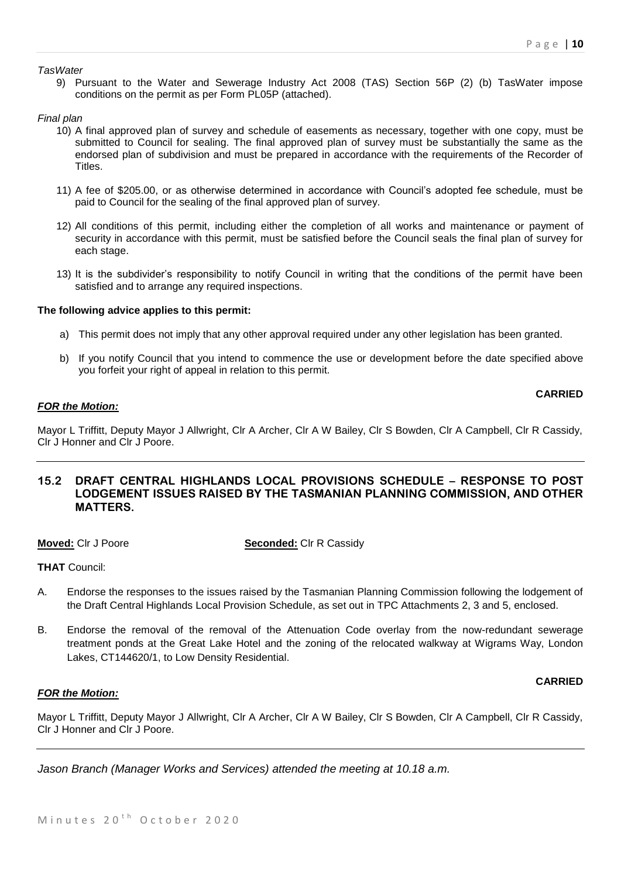*TasWater*

9) Pursuant to the Water and Sewerage Industry Act 2008 (TAS) Section 56P (2) (b) TasWater impose conditions on the permit as per Form PL05P (attached).

*Final plan*

10) A final approved plan of survey and schedule of easements as necessary, together with one copy, must be submitted to Council for sealing. The final approved plan of survey must be substantially the same as the endorsed plan of subdivision and must be prepared in accordance with the requirements of the Recorder of Titles.

11) A fee of $205.00, or as otherwise determined in accordance with Council's adopted fee schedule, must be paid to Council for the sealing of the final approved plan of survey.

12) All conditions of this permit, including either the completion of all works and maintenance or payment of security in accordance with this permit, must be satisfied before the Council seals the final plan of survey for each stage.

13) It is the subdivider's responsibility to notify Council in writing that the conditions of the permit have been satisfied and to arrange any required inspections.

**The following advice applies to this permit:**

a) This permit does not imply that any other approval required under any other legislation has been granted.

b) If you notify Council that you intend to commence the use or development before the date specified above you forfeit your right of appeal in relation to this permit.

**CARRIED**

***FOR the Motion:***

Mayor L Triffitt, Deputy Mayor J Allwright, Clr A Archer, Clr A W Bailey, Clr S Bowden, Clr A Campbell, Clr R Cassidy, Clr J Honner and Clr J Poore.

---

## 15.2 DRAFT CENTRAL HIGHLANDS LOCAL PROVISIONS SCHEDULE – RESPONSE TO POST LODGEMENT ISSUES RAISED BY THE TASMANIAN PLANNING COMMISSION, AND OTHER MATTERS.

**Moved:** Clr J Poore **Seconded:** Clr R Cassidy

**THAT** Council:

A. Endorse the responses to the issues raised by the Tasmanian Planning Commission following the lodgement of the Draft Central Highlands Local Provision Schedule, as set out in TPC Attachments 2, 3 and 5, enclosed.

B. Endorse the removal of the removal of the Attenuation Code overlay from the now-redundant sewerage treatment ponds at the Great Lake Hotel and the zoning of the relocated walkway at Wigrams Way, London Lakes, CT144620/1, to Low Density Residential.

**CARRIED**

***FOR the Motion:***

Mayor L Triffitt, Deputy Mayor J Allwright, Clr A Archer, Clr A W Bailey, Clr S Bowden, Clr A Campbell, Clr R Cassidy, Clr J Honner and Clr J Poore.

---

*Jason Branch (Manager Works and Services) attended the meeting at 10.18 a.m.*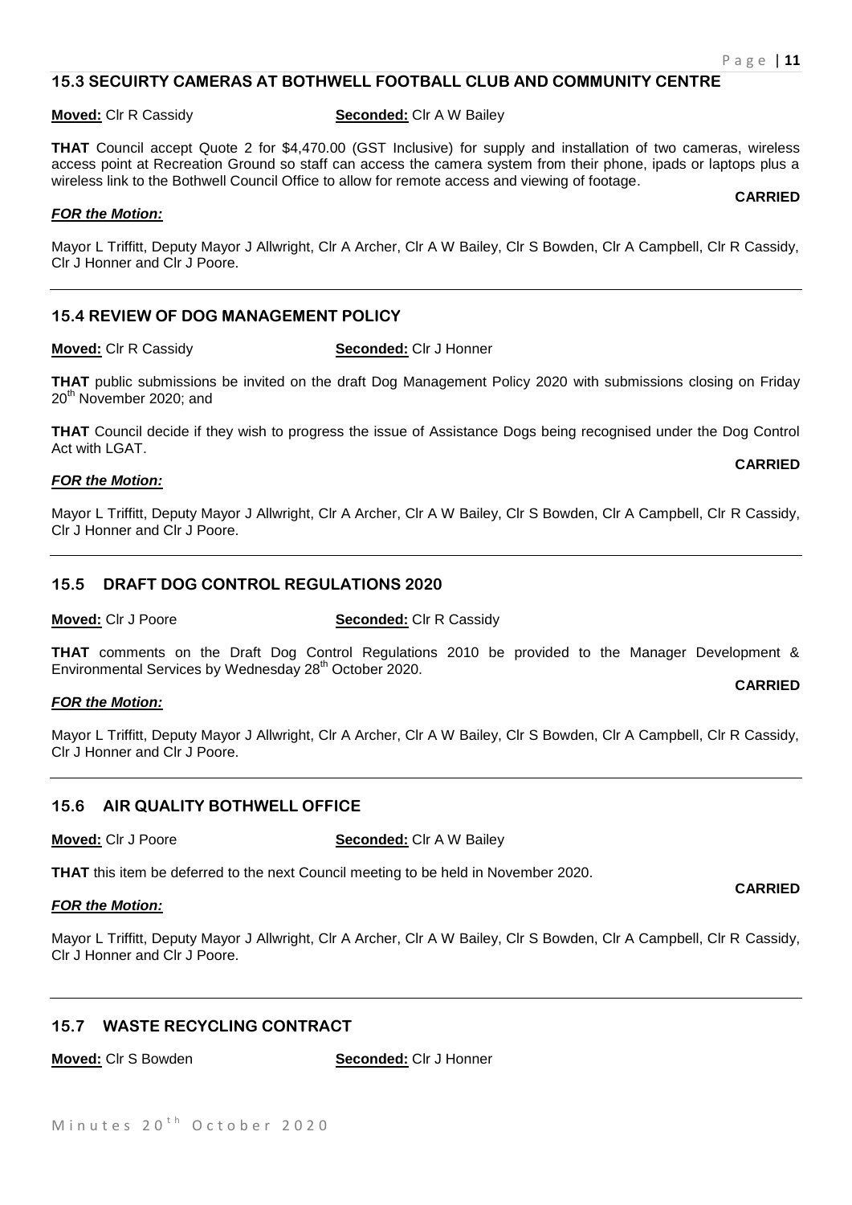## 15.3 SECUIRTY CAMERAS AT BOTHWELL FOOTBALL CLUB AND COMMUNITY CENTRE

**Moved:** Clr R Cassidy **Seconded:** Clr A W Bailey

**THAT** Council accept Quote 2 for $4,470.00 (GST Inclusive) for supply and installation of two cameras, wireless access point at Recreation Ground so staff can access the camera system from their phone, ipads or laptops plus a wireless link to the Bothwell Council Office to allow for remote access and viewing of footage.

**CARRIED**

***FOR the Motion:***

Mayor L Triffitt, Deputy Mayor J Allwright, Clr A Archer, Clr A W Bailey, Clr S Bowden, Clr A Campbell, Clr R Cassidy, Clr J Honner and Clr J Poore.

---

## 15.4 REVIEW OF DOG MANAGEMENT POLICY

**Moved:** Clr R Cassidy **Seconded:** Clr J Honner

**THAT** public submissions be invited on the draft Dog Management Policy 2020 with submissions closing on Friday 20th November 2020; and

**THAT** Council decide if they wish to progress the issue of Assistance Dogs being recognised under the Dog Control Act with LGAT.

**CARRIED**

***FOR the Motion:***

Mayor L Triffitt, Deputy Mayor J Allwright, Clr A Archer, Clr A W Bailey, Clr S Bowden, Clr A Campbell, Clr R Cassidy, Clr J Honner and Clr J Poore.

---

## 15.5 DRAFT DOG CONTROL REGULATIONS 2020

**Moved:** Clr J Poore **Seconded:** Clr R Cassidy

**THAT** comments on the Draft Dog Control Regulations 2010 be provided to the Manager Development & Environmental Services by Wednesday 28th October 2020.

**CARRIED**

***FOR the Motion:***

Mayor L Triffitt, Deputy Mayor J Allwright, Clr A Archer, Clr A W Bailey, Clr S Bowden, Clr A Campbell, Clr R Cassidy, Clr J Honner and Clr J Poore.

---

## 15.6 AIR QUALITY BOTHWELL OFFICE

**Moved:** Clr J Poore **Seconded:** Clr A W Bailey

**THAT** this item be deferred to the next Council meeting to be held in November 2020.

**CARRIED**

***FOR the Motion:***

Mayor L Triffitt, Deputy Mayor J Allwright, Clr A Archer, Clr A W Bailey, Clr S Bowden, Clr A Campbell, Clr R Cassidy, Clr J Honner and Clr J Poore.

---

## 15.7 WASTE RECYCLING CONTRACT

**Moved:** Clr S Bowden **Seconded:** Clr J Honner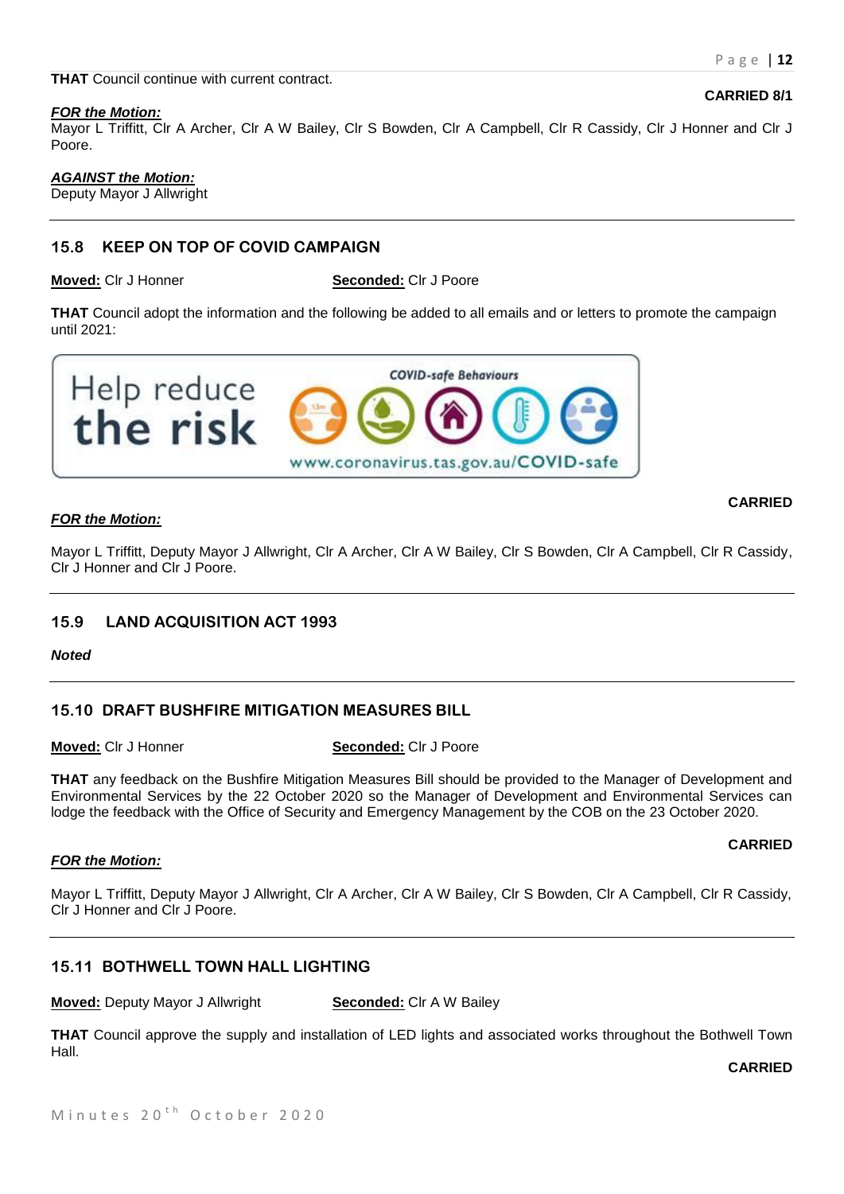**THAT** Council continue with current contract.

**CARRIED 8/1**

***FOR the Motion:***
Mayor L Triffitt, Clr A Archer, Clr A W Bailey, Clr S Bowden, Clr A Campbell, Clr R Cassidy, Clr J Honner and Clr J Poore.

***AGAINST the Motion:***
Deputy Mayor J Allwright

---

## 15.8 KEEP ON TOP OF COVID CAMPAIGN

**Moved:** Clr J Honner **Seconded:** Clr J Poore

**THAT** Council adopt the information and the following be added to all emails and or letters to promote the campaign until 2021:

Help reduce the risk

COVID-safe Behaviours

www.coronavirus.tas.gov.au/COVID-safe

**CARRIED**

***FOR the Motion:***

Mayor L Triffitt, Deputy Mayor J Allwright, Clr A Archer, Clr A W Bailey, Clr S Bowden, Clr A Campbell, Clr R Cassidy, Clr J Honner and Clr J Poore.

---

## 15.9 LAND ACQUISITION ACT 1993

***Noted***

---

## 15.10 DRAFT BUSHFIRE MITIGATION MEASURES BILL

**Moved:** Clr J Honner **Seconded:** Clr J Poore

**THAT** any feedback on the Bushfire Mitigation Measures Bill should be provided to the Manager of Development and Environmental Services by the 22 October 2020 so the Manager of Development and Environmental Services can lodge the feedback with the Office of Security and Emergency Management by the COB on the 23 October 2020.

**CARRIED**

***FOR the Motion:***

Mayor L Triffitt, Deputy Mayor J Allwright, Clr A Archer, Clr A W Bailey, Clr S Bowden, Clr A Campbell, Clr R Cassidy, Clr J Honner and Clr J Poore.

---

## 15.11 BOTHWELL TOWN HALL LIGHTING

**Moved:** Deputy Mayor J Allwright **Seconded:** Clr A W Bailey

**THAT** Council approve the supply and installation of LED lights and associated works throughout the Bothwell Town Hall.

**CARRIED**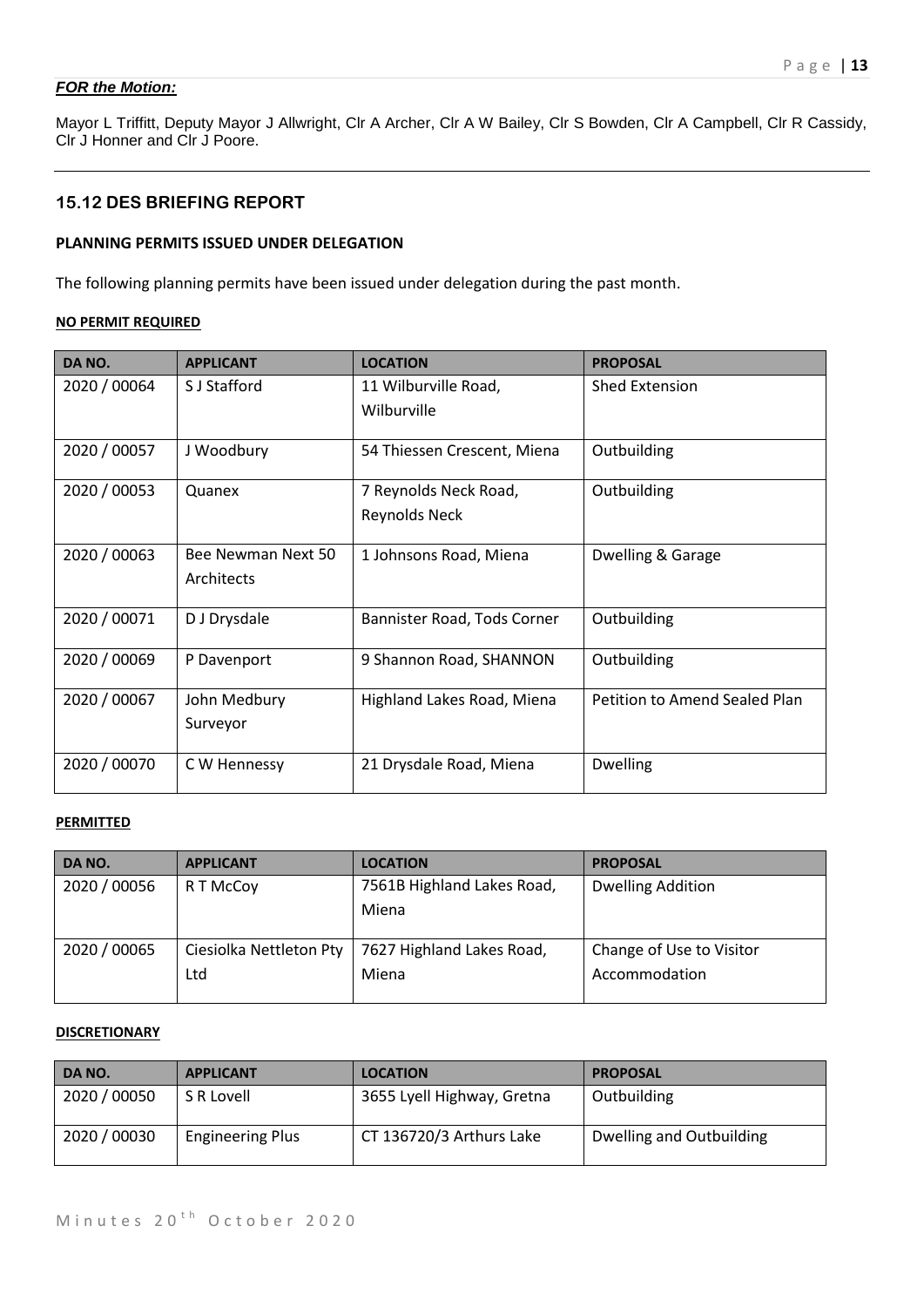***FOR the Motion:***

Mayor L Triffitt, Deputy Mayor J Allwright, Clr A Archer, Clr A W Bailey, Clr S Bowden, Clr A Campbell, Clr R Cassidy, Clr J Honner and Clr J Poore.

---

## 15.12 DES BRIEFING REPORT

**PLANNING PERMITS ISSUED UNDER DELEGATION**

The following planning permits have been issued under delegation during the past month.

**NO PERMIT REQUIRED**

| DA NO. | APPLICANT | LOCATION | PROPOSAL |
|---|---|---|---|
| 2020 / 00064 | S J Stafford | 11 Wilburville Road, Wilburville | Shed Extension |
| 2020 / 00057 | J Woodbury | 54 Thiessen Crescent, Miena | Outbuilding |
| 2020 / 00053 | Quanex | 7 Reynolds Neck Road, Reynolds Neck | Outbuilding |
| 2020 / 00063 | Bee Newman Next 50 Architects | 1 Johnsons Road, Miena | Dwelling & Garage |
| 2020 / 00071 | D J Drysdale | Bannister Road, Tods Corner | Outbuilding |
| 2020 / 00069 | P Davenport | 9 Shannon Road, SHANNON | Outbuilding |
| 2020 / 00067 | John Medbury Surveyor | Highland Lakes Road, Miena | Petition to Amend Sealed Plan |
| 2020 / 00070 | C W Hennessy | 21 Drysdale Road, Miena | Dwelling |

**PERMITTED**

| DA NO. | APPLICANT | LOCATION | PROPOSAL |
|---|---|---|---|
| 2020 / 00056 | R T McCoy | 7561B Highland Lakes Road, Miena | Dwelling Addition |
| 2020 / 00065 | Ciesiolka Nettleton Pty Ltd | 7627 Highland Lakes Road, Miena | Change of Use to Visitor Accommodation |

**DISCRETIONARY**

| DA NO. | APPLICANT | LOCATION | PROPOSAL |
|---|---|---|---|
| 2020 / 00050 | S R Lovell | 3655 Lyell Highway, Gretna | Outbuilding |
| 2020 / 00030 | Engineering Plus | CT 136720/3 Arthurs Lake | Dwelling and Outbuilding |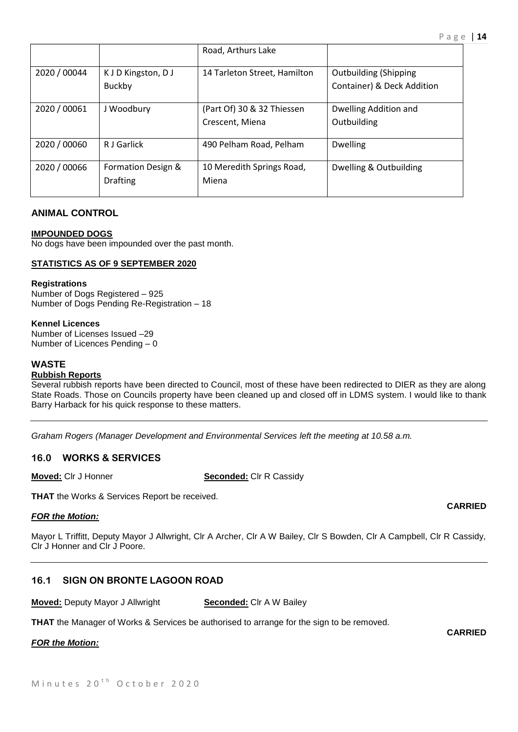| | | Road, Arthurs Lake | |
|---|---|---|---|
| 2020 / 00044 | K J D Kingston, D J Buckby | 14 Tarleton Street, Hamilton | Outbuilding (Shipping Container) & Deck Addition |
| 2020 / 00061 | J Woodbury | (Part Of) 30 & 32 Thiessen Crescent, Miena | Dwelling Addition and Outbuilding |
| 2020 / 00060 | R J Garlick | 490 Pelham Road, Pelham | Dwelling |
| 2020 / 00066 | Formation Design & Drafting | 10 Meredith Springs Road, Miena | Dwelling & Outbuilding |

### ANIMAL CONTROL

**IMPOUNDED DOGS**

No dogs have been impounded over the past month.

**STATISTICS AS OF 9 SEPTEMBER 2020**

**Registrations**

Number of Dogs Registered – 925
Number of Dogs Pending Re-Registration – 18

**Kennel Licences**

Number of Licenses Issued –29
Number of Licences Pending – 0

### WASTE

**Rubbish Reports**

Several rubbish reports have been directed to Council, most of these have been redirected to DIER as they are along State Roads. Those on Councils property have been cleaned up and closed off in LDMS system. I would like to thank Barry Harback for his quick response to these matters.

---

*Graham Rogers (Manager Development and Environmental Services left the meeting at 10.58 a.m.*

## 16.0 WORKS & SERVICES

**Moved:** Clr J Honner **Seconded:** Clr R Cassidy

**THAT** the Works & Services Report be received.

**CARRIED**

***FOR the Motion:***

Mayor L Triffitt, Deputy Mayor J Allwright, Clr A Archer, Clr A W Bailey, Clr S Bowden, Clr A Campbell, Clr R Cassidy, Clr J Honner and Clr J Poore.

---

## 16.1 SIGN ON BRONTE LAGOON ROAD

**Moved:** Deputy Mayor J Allwright **Seconded:** Clr A W Bailey

**THAT** the Manager of Works & Services be authorised to arrange for the sign to be removed.

**CARRIED**

***FOR the Motion:***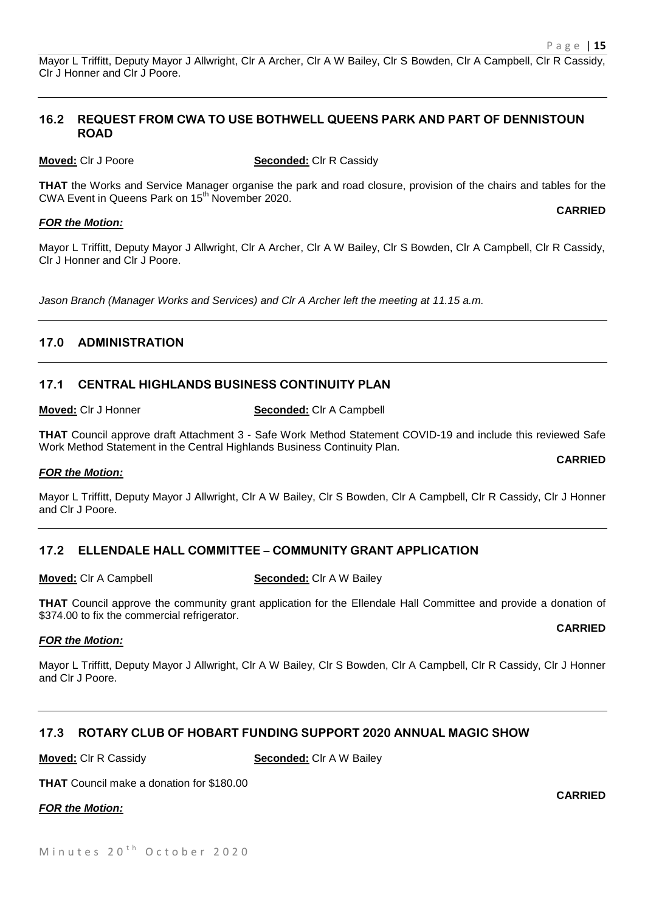Mayor L Triffitt, Deputy Mayor J Allwright, Clr A Archer, Clr A W Bailey, Clr S Bowden, Clr A Campbell, Clr R Cassidy, Clr J Honner and Clr J Poore.

---

## 16.2 REQUEST FROM CWA TO USE BOTHWELL QUEENS PARK AND PART OF DENNISTOUN ROAD

**Moved:** Clr J Poore **Seconded:** Clr R Cassidy

**THAT** the Works and Service Manager organise the park and road closure, provision of the chairs and tables for the CWA Event in Queens Park on 15th November 2020.

**CARRIED**

***FOR the Motion:***

Mayor L Triffitt, Deputy Mayor J Allwright, Clr A Archer, Clr A W Bailey, Clr S Bowden, Clr A Campbell, Clr R Cassidy, Clr J Honner and Clr J Poore.

*Jason Branch (Manager Works and Services) and Clr A Archer left the meeting at 11.15 a.m.*

---

## 17.0 ADMINISTRATION

---

## 17.1 CENTRAL HIGHLANDS BUSINESS CONTINUITY PLAN

**Moved:** Clr J Honner **Seconded:** Clr A Campbell

**THAT** Council approve draft Attachment 3 - Safe Work Method Statement COVID-19 and include this reviewed Safe Work Method Statement in the Central Highlands Business Continuity Plan.

**CARRIED**

***FOR the Motion:***

Mayor L Triffitt, Deputy Mayor J Allwright, Clr A W Bailey, Clr S Bowden, Clr A Campbell, Clr R Cassidy, Clr J Honner and Clr J Poore.

---

## 17.2 ELLENDALE HALL COMMITTEE – COMMUNITY GRANT APPLICATION

**Moved:** Clr A Campbell **Seconded:** Clr A W Bailey

**THAT** Council approve the community grant application for the Ellendale Hall Committee and provide a donation of $374.00 to fix the commercial refrigerator.

**CARRIED**

***FOR the Motion:***

Mayor L Triffitt, Deputy Mayor J Allwright, Clr A W Bailey, Clr S Bowden, Clr A Campbell, Clr R Cassidy, Clr J Honner and Clr J Poore.

---

## 17.3 ROTARY CLUB OF HOBART FUNDING SUPPORT 2020 ANNUAL MAGIC SHOW

**Moved:** Clr R Cassidy **Seconded:** Clr A W Bailey

**THAT** Council make a donation for $180.00

**CARRIED**

***FOR the Motion:***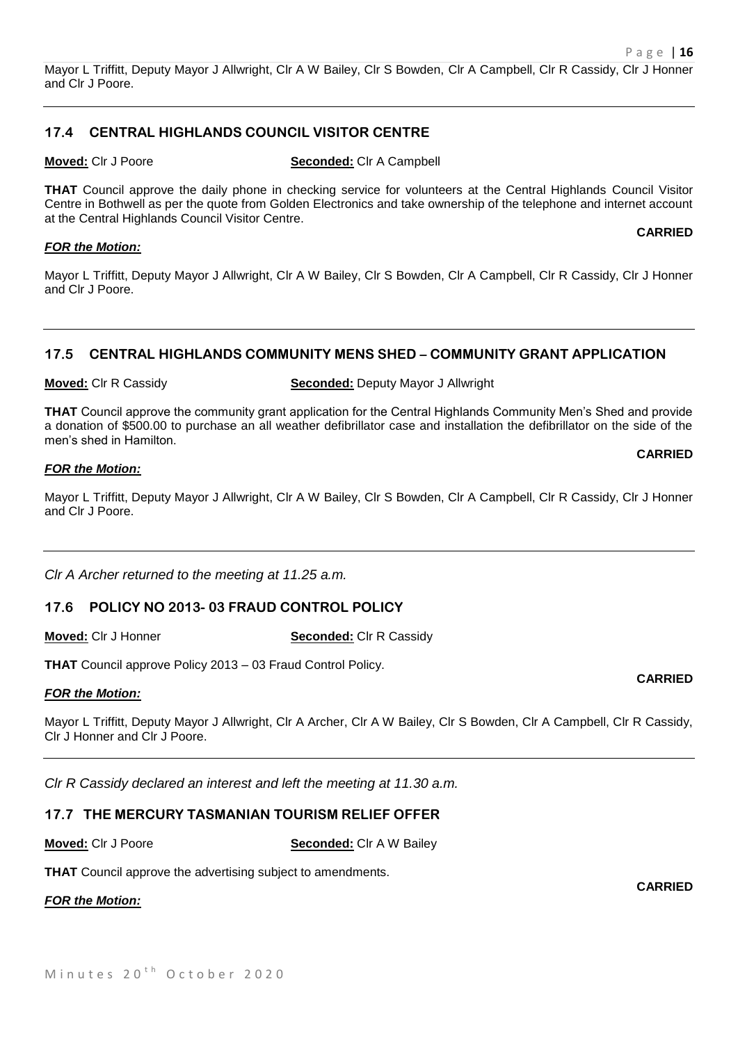Mayor L Triffitt, Deputy Mayor J Allwright, Clr A W Bailey, Clr S Bowden, Clr A Campbell, Clr R Cassidy, Clr J Honner and Clr J Poore.

---

## 17.4 CENTRAL HIGHLANDS COUNCIL VISITOR CENTRE

**Moved:** Clr J Poore **Seconded:** Clr A Campbell

**THAT** Council approve the daily phone in checking service for volunteers at the Central Highlands Council Visitor Centre in Bothwell as per the quote from Golden Electronics and take ownership of the telephone and internet account at the Central Highlands Council Visitor Centre.

**CARRIED**

***FOR the Motion:***

Mayor L Triffitt, Deputy Mayor J Allwright, Clr A W Bailey, Clr S Bowden, Clr A Campbell, Clr R Cassidy, Clr J Honner and Clr J Poore.

---

## 17.5 CENTRAL HIGHLANDS COMMUNITY MENS SHED – COMMUNITY GRANT APPLICATION

**Moved:** Clr R Cassidy **Seconded:** Deputy Mayor J Allwright

**THAT** Council approve the community grant application for the Central Highlands Community Men's Shed and provide a donation of $500.00 to purchase an all weather defibrillator case and installation the defibrillator on the side of the men's shed in Hamilton.

**CARRIED**

***FOR the Motion:***

Mayor L Triffitt, Deputy Mayor J Allwright, Clr A W Bailey, Clr S Bowden, Clr A Campbell, Clr R Cassidy, Clr J Honner and Clr J Poore.

---

*Clr A Archer returned to the meeting at 11.25 a.m.*

## 17.6 POLICY NO 2013- 03 FRAUD CONTROL POLICY

**Moved:** Clr J Honner **Seconded:** Clr R Cassidy

**THAT** Council approve Policy 2013 – 03 Fraud Control Policy.

**CARRIED**

***FOR the Motion:***

Mayor L Triffitt, Deputy Mayor J Allwright, Clr A Archer, Clr A W Bailey, Clr S Bowden, Clr A Campbell, Clr R Cassidy, Clr J Honner and Clr J Poore.

---

*Clr R Cassidy declared an interest and left the meeting at 11.30 a.m.*

## 17.7 THE MERCURY TASMANIAN TOURISM RELIEF OFFER

**Moved:** Clr J Poore **Seconded:** Clr A W Bailey

**THAT** Council approve the advertising subject to amendments.

**CARRIED**

***FOR the Motion:***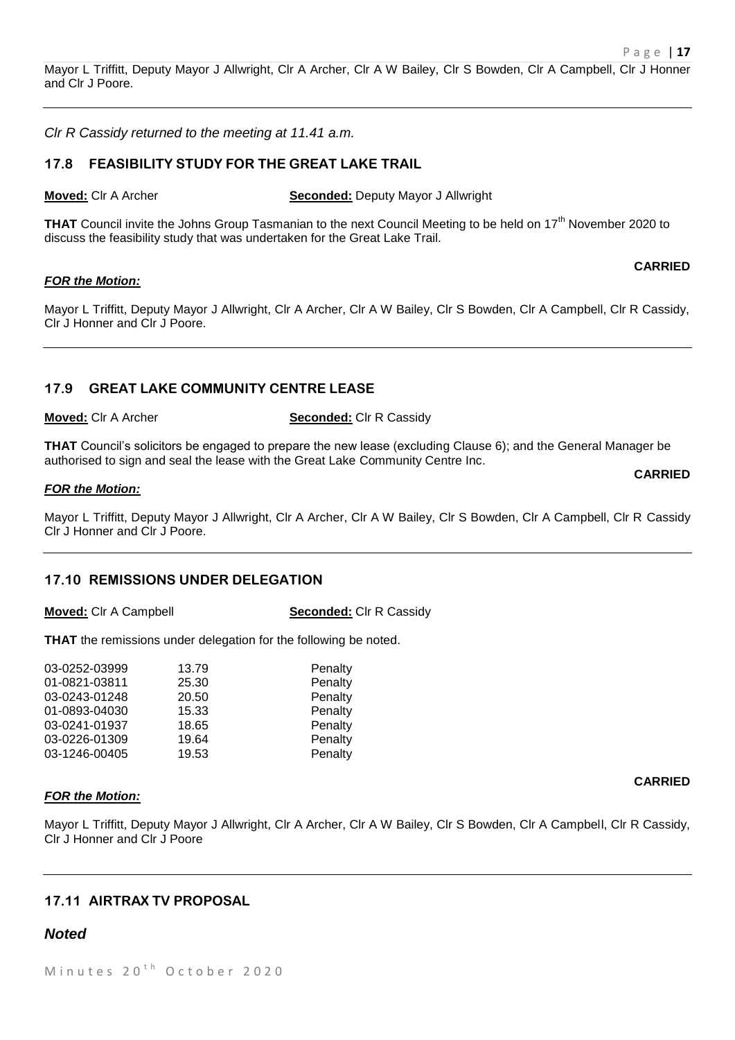Mayor L Triffitt, Deputy Mayor J Allwright, Clr A Archer, Clr A W Bailey, Clr S Bowden, Clr A Campbell, Clr J Honner and Clr J Poore.

---

*Clr R Cassidy returned to the meeting at 11.41 a.m.*

## 17.8 FEASIBILITY STUDY FOR THE GREAT LAKE TRAIL

**Moved:** Clr A Archer **Seconded:** Deputy Mayor J Allwright

**THAT** Council invite the Johns Group Tasmanian to the next Council Meeting to be held on 17th November 2020 to discuss the feasibility study that was undertaken for the Great Lake Trail.

**CARRIED**

***FOR the Motion:***

Mayor L Triffitt, Deputy Mayor J Allwright, Clr A Archer, Clr A W Bailey, Clr S Bowden, Clr A Campbell, Clr R Cassidy, Clr J Honner and Clr J Poore.

---

## 17.9 GREAT LAKE COMMUNITY CENTRE LEASE

**Moved:** Clr A Archer **Seconded:** Clr R Cassidy

**THAT** Council's solicitors be engaged to prepare the new lease (excluding Clause 6); and the General Manager be authorised to sign and seal the lease with the Great Lake Community Centre Inc.

**CARRIED**

***FOR the Motion:***

Mayor L Triffitt, Deputy Mayor J Allwright, Clr A Archer, Clr A W Bailey, Clr S Bowden, Clr A Campbell, Clr R Cassidy Clr J Honner and Clr J Poore.

---

## 17.10 REMISSIONS UNDER DELEGATION

**Moved:** Clr A Campbell **Seconded:** Clr R Cassidy

**THAT** the remissions under delegation for the following be noted.

| | | |
|---|---|---|
| 03-0252-03999 | 13.79 | Penalty |
| 01-0821-03811 | 25.30 | Penalty |
| 03-0243-01248 | 20.50 | Penalty |
| 01-0893-04030 | 15.33 | Penalty |
| 03-0241-01937 | 18.65 | Penalty |
| 03-0226-01309 | 19.64 | Penalty |
| 03-1246-00405 | 19.53 | Penalty |

**CARRIED**

***FOR the Motion:***

Mayor L Triffitt, Deputy Mayor J Allwright, Clr A Archer, Clr A W Bailey, Clr S Bowden, Clr A Campbell, Clr R Cassidy, Clr J Honner and Clr J Poore

---

## 17.11 AIRTRAX TV PROPOSAL

***Noted***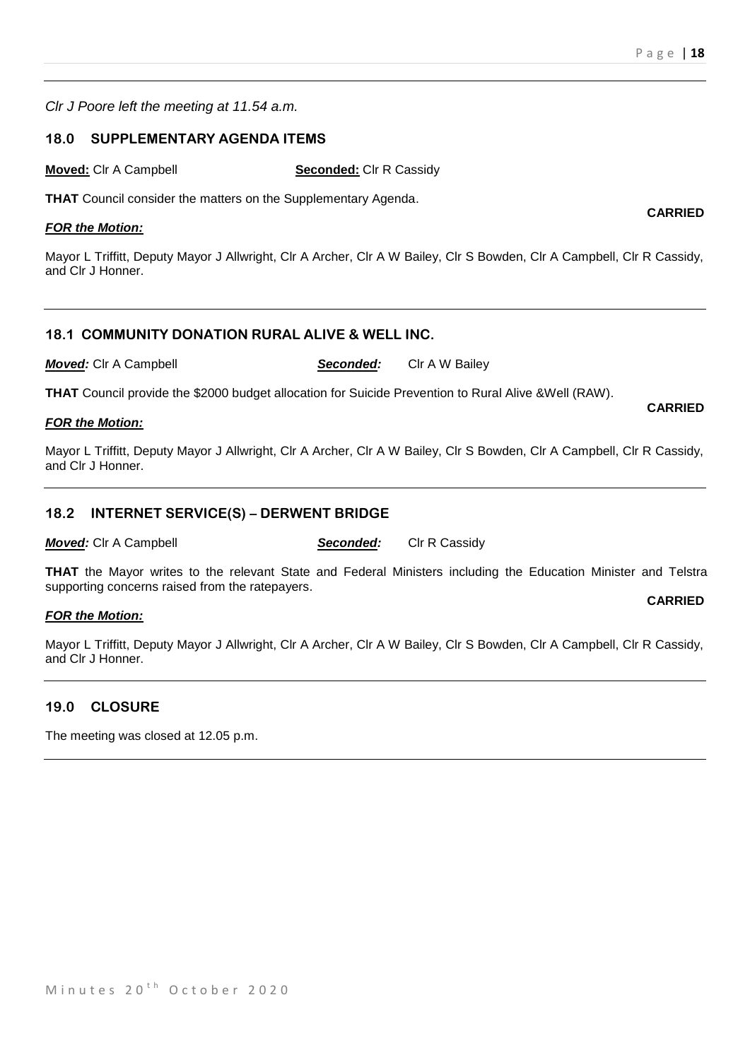*Clr J Poore left the meeting at 11.54 a.m.*

## 18.0 SUPPLEMENTARY AGENDA ITEMS

**Moved:** Clr A Campbell **Seconded:** Clr R Cassidy

**THAT** Council consider the matters on the Supplementary Agenda.

**CARRIED**

***FOR the Motion:***

Mayor L Triffitt, Deputy Mayor J Allwright, Clr A Archer, Clr A W Bailey, Clr S Bowden, Clr A Campbell, Clr R Cassidy, and Clr J Honner.

## 18.1 COMMUNITY DONATION RURAL ALIVE & WELL INC.

***Moved:*** Clr A Campbell ***Seconded:*** Clr A W Bailey

**THAT** Council provide the $2000 budget allocation for Suicide Prevention to Rural Alive &Well (RAW).

**CARRIED**

***FOR the Motion:***

Mayor L Triffitt, Deputy Mayor J Allwright, Clr A Archer, Clr A W Bailey, Clr S Bowden, Clr A Campbell, Clr R Cassidy, and Clr J Honner.

## 18.2 INTERNET SERVICE(S) – DERWENT BRIDGE

***Moved:*** Clr A Campbell ***Seconded:*** Clr R Cassidy

**THAT** the Mayor writes to the relevant State and Federal Ministers including the Education Minister and Telstra supporting concerns raised from the ratepayers.

**CARRIED**

***FOR the Motion:***

Mayor L Triffitt, Deputy Mayor J Allwright, Clr A Archer, Clr A W Bailey, Clr S Bowden, Clr A Campbell, Clr R Cassidy, and Clr J Honner.

## 19.0 CLOSURE

The meeting was closed at 12.05 p.m.